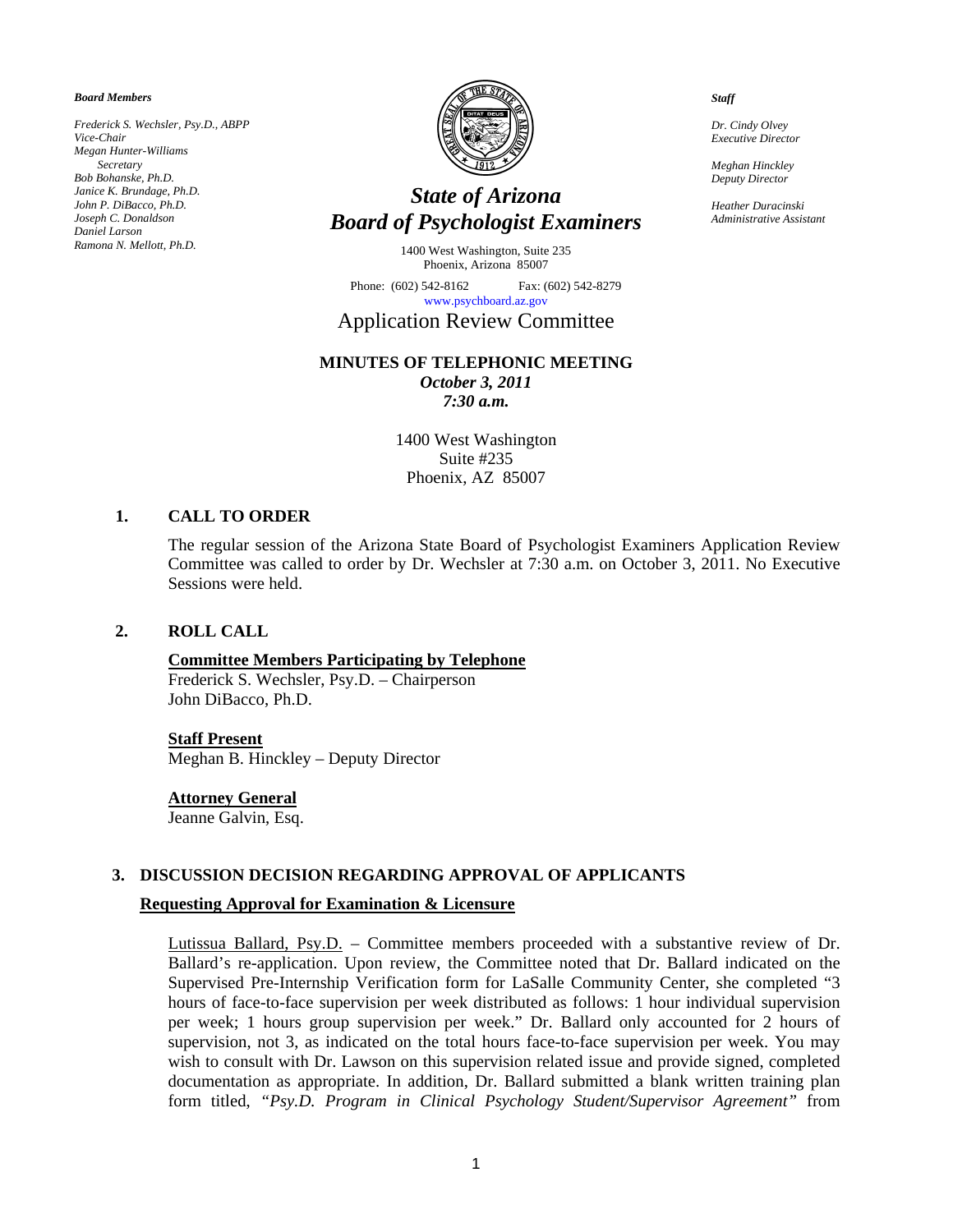*Board Members*

*Frederick S. Wechsler, Psy.D., ABPP*
*Vice-Chair*
*Megan Hunter-Williams*
*Secretary*
*Bob Bohanske, Ph.D.*
*Janice K. Brundage, Ph.D.*
*John P. DiBacco, Ph.D.*
*Joseph C. Donaldson*
*Daniel Larson*
*Ramona N. Mellott, Ph.D.*

# *State of Arizona*
# *Board of Psychologist Examiners*

1400 West Washington, Suite 235
Phoenix, Arizona 85007

Phone: (602) 542-8162 Fax: (602) 542-8279
www.psychboard.az.gov

*Staff*

*Dr. Cindy Olvey*
*Executive Director*

*Meghan Hinckley*
*Deputy Director*

*Heather Duracinski*
*Administrative Assistant*

## Application Review Committee

**MINUTES OF TELEPHONIC MEETING**
***October 3, 2011***
***7:30 a.m.***

1400 West Washington
Suite #235
Phoenix, AZ 85007

### 1. CALL TO ORDER

The regular session of the Arizona State Board of Psychologist Examiners Application Review Committee was called to order by Dr. Wechsler at 7:30 a.m. on October 3, 2011. No Executive Sessions were held.

### 2. ROLL CALL

**Committee Members Participating by Telephone**
Frederick S. Wechsler, Psy.D. – Chairperson
John DiBacco, Ph.D.

**Staff Present**
Meghan B. Hinckley – Deputy Director

**Attorney General**
Jeanne Galvin, Esq.

### 3. DISCUSSION DECISION REGARDING APPROVAL OF APPLICANTS

**Requesting Approval for Examination & Licensure**

Lutissua Ballard, Psy.D. – Committee members proceeded with a substantive review of Dr. Ballard's re-application. Upon review, the Committee noted that Dr. Ballard indicated on the Supervised Pre-Internship Verification form for LaSalle Community Center, she completed "3 hours of face-to-face supervision per week distributed as follows: 1 hour individual supervision per week; 1 hours group supervision per week." Dr. Ballard only accounted for 2 hours of supervision, not 3, as indicated on the total hours face-to-face supervision per week. You may wish to consult with Dr. Lawson on this supervision related issue and provide signed, completed documentation as appropriate. In addition, Dr. Ballard submitted a blank written training plan form titled, *"Psy.D. Program in Clinical Psychology Student/Supervisor Agreement"* from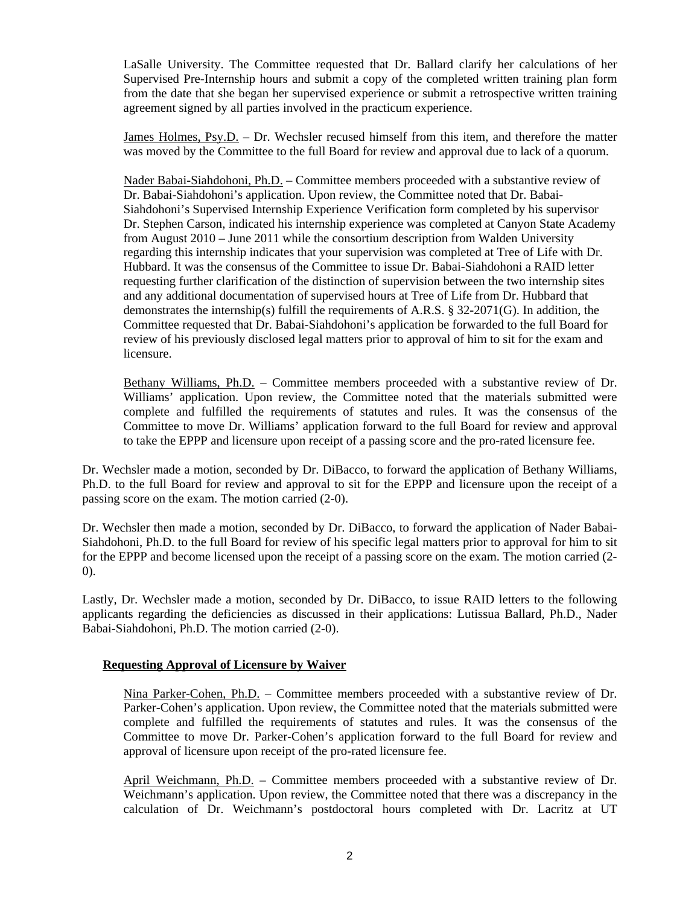LaSalle University. The Committee requested that Dr. Ballard clarify her calculations of her Supervised Pre-Internship hours and submit a copy of the completed written training plan form from the date that she began her supervised experience or submit a retrospective written training agreement signed by all parties involved in the practicum experience.

James Holmes, Psy.D. – Dr. Wechsler recused himself from this item, and therefore the matter was moved by the Committee to the full Board for review and approval due to lack of a quorum.

Nader Babai-Siahdohoni, Ph.D. – Committee members proceeded with a substantive review of Dr. Babai-Siahdohoni's application. Upon review, the Committee noted that Dr. Babai-Siahdohoni's Supervised Internship Experience Verification form completed by his supervisor Dr. Stephen Carson, indicated his internship experience was completed at Canyon State Academy from August 2010 – June 2011 while the consortium description from Walden University regarding this internship indicates that your supervision was completed at Tree of Life with Dr. Hubbard. It was the consensus of the Committee to issue Dr. Babai-Siahdohoni a RAID letter requesting further clarification of the distinction of supervision between the two internship sites and any additional documentation of supervised hours at Tree of Life from Dr. Hubbard that demonstrates the internship(s) fulfill the requirements of A.R.S. § 32-2071(G). In addition, the Committee requested that Dr. Babai-Siahdohoni's application be forwarded to the full Board for review of his previously disclosed legal matters prior to approval of him to sit for the exam and licensure.

Bethany Williams, Ph.D. – Committee members proceeded with a substantive review of Dr. Williams' application. Upon review, the Committee noted that the materials submitted were complete and fulfilled the requirements of statutes and rules. It was the consensus of the Committee to move Dr. Williams' application forward to the full Board for review and approval to take the EPPP and licensure upon receipt of a passing score and the pro-rated licensure fee.

Dr. Wechsler made a motion, seconded by Dr. DiBacco, to forward the application of Bethany Williams, Ph.D. to the full Board for review and approval to sit for the EPPP and licensure upon the receipt of a passing score on the exam. The motion carried (2-0).

Dr. Wechsler then made a motion, seconded by Dr. DiBacco, to forward the application of Nader Babai-Siahdohoni, Ph.D. to the full Board for review of his specific legal matters prior to approval for him to sit for the EPPP and become licensed upon the receipt of a passing score on the exam. The motion carried (2-0).

Lastly, Dr. Wechsler made a motion, seconded by Dr. DiBacco, to issue RAID letters to the following applicants regarding the deficiencies as discussed in their applications: Lutissua Ballard, Ph.D., Nader Babai-Siahdohoni, Ph.D. The motion carried (2-0).

**Requesting Approval of Licensure by Waiver**

Nina Parker-Cohen, Ph.D. – Committee members proceeded with a substantive review of Dr. Parker-Cohen's application. Upon review, the Committee noted that the materials submitted were complete and fulfilled the requirements of statutes and rules. It was the consensus of the Committee to move Dr. Parker-Cohen's application forward to the full Board for review and approval of licensure upon receipt of the pro-rated licensure fee.

April Weichmann, Ph.D. – Committee members proceeded with a substantive review of Dr. Weichmann's application. Upon review, the Committee noted that there was a discrepancy in the calculation of Dr. Weichmann's postdoctoral hours completed with Dr. Lacritz at UT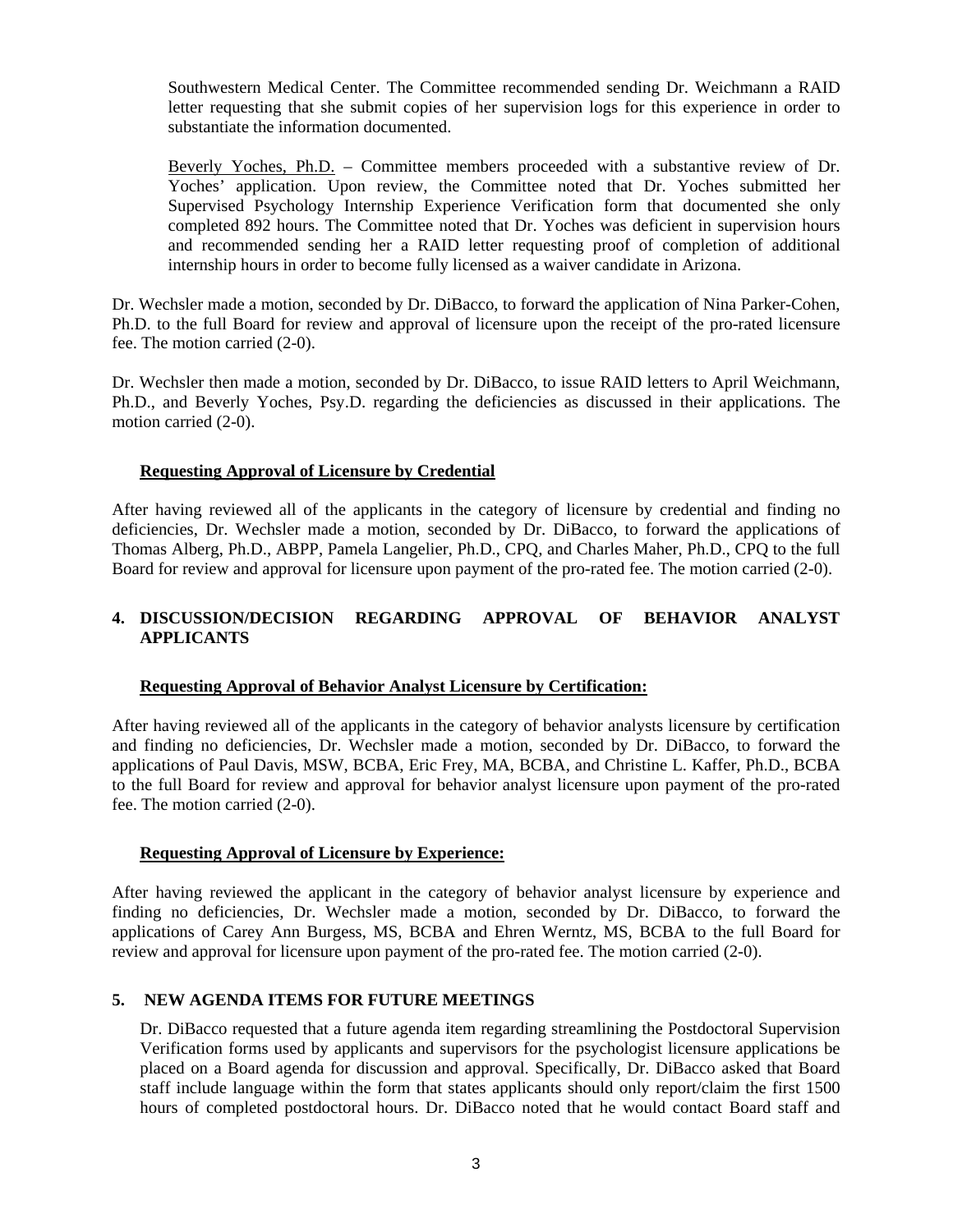Southwestern Medical Center. The Committee recommended sending Dr. Weichmann a RAID letter requesting that she submit copies of her supervision logs for this experience in order to substantiate the information documented.

Beverly Yoches, Ph.D. – Committee members proceeded with a substantive review of Dr. Yoches' application. Upon review, the Committee noted that Dr. Yoches submitted her Supervised Psychology Internship Experience Verification form that documented she only completed 892 hours. The Committee noted that Dr. Yoches was deficient in supervision hours and recommended sending her a RAID letter requesting proof of completion of additional internship hours in order to become fully licensed as a waiver candidate in Arizona.

Dr. Wechsler made a motion, seconded by Dr. DiBacco, to forward the application of Nina Parker-Cohen, Ph.D. to the full Board for review and approval of licensure upon the receipt of the pro-rated licensure fee. The motion carried (2-0).

Dr. Wechsler then made a motion, seconded by Dr. DiBacco, to issue RAID letters to April Weichmann, Ph.D., and Beverly Yoches, Psy.D. regarding the deficiencies as discussed in their applications. The motion carried (2-0).

**Requesting Approval of Licensure by Credential**

After having reviewed all of the applicants in the category of licensure by credential and finding no deficiencies, Dr. Wechsler made a motion, seconded by Dr. DiBacco, to forward the applications of Thomas Alberg, Ph.D., ABPP, Pamela Langelier, Ph.D., CPQ, and Charles Maher, Ph.D., CPQ to the full Board for review and approval for licensure upon payment of the pro-rated fee. The motion carried (2-0).

## 4. DISCUSSION/DECISION REGARDING APPROVAL OF BEHAVIOR ANALYST APPLICANTS

**Requesting Approval of Behavior Analyst Licensure by Certification:**

After having reviewed all of the applicants in the category of behavior analysts licensure by certification and finding no deficiencies, Dr. Wechsler made a motion, seconded by Dr. DiBacco, to forward the applications of Paul Davis, MSW, BCBA, Eric Frey, MA, BCBA, and Christine L. Kaffer, Ph.D., BCBA to the full Board for review and approval for behavior analyst licensure upon payment of the pro-rated fee. The motion carried (2-0).

**Requesting Approval of Licensure by Experience:**

After having reviewed the applicant in the category of behavior analyst licensure by experience and finding no deficiencies, Dr. Wechsler made a motion, seconded by Dr. DiBacco, to forward the applications of Carey Ann Burgess, MS, BCBA and Ehren Werntz, MS, BCBA to the full Board for review and approval for licensure upon payment of the pro-rated fee. The motion carried (2-0).

## 5. NEW AGENDA ITEMS FOR FUTURE MEETINGS

Dr. DiBacco requested that a future agenda item regarding streamlining the Postdoctoral Supervision Verification forms used by applicants and supervisors for the psychologist licensure applications be placed on a Board agenda for discussion and approval. Specifically, Dr. DiBacco asked that Board staff include language within the form that states applicants should only report/claim the first 1500 hours of completed postdoctoral hours. Dr. DiBacco noted that he would contact Board staff and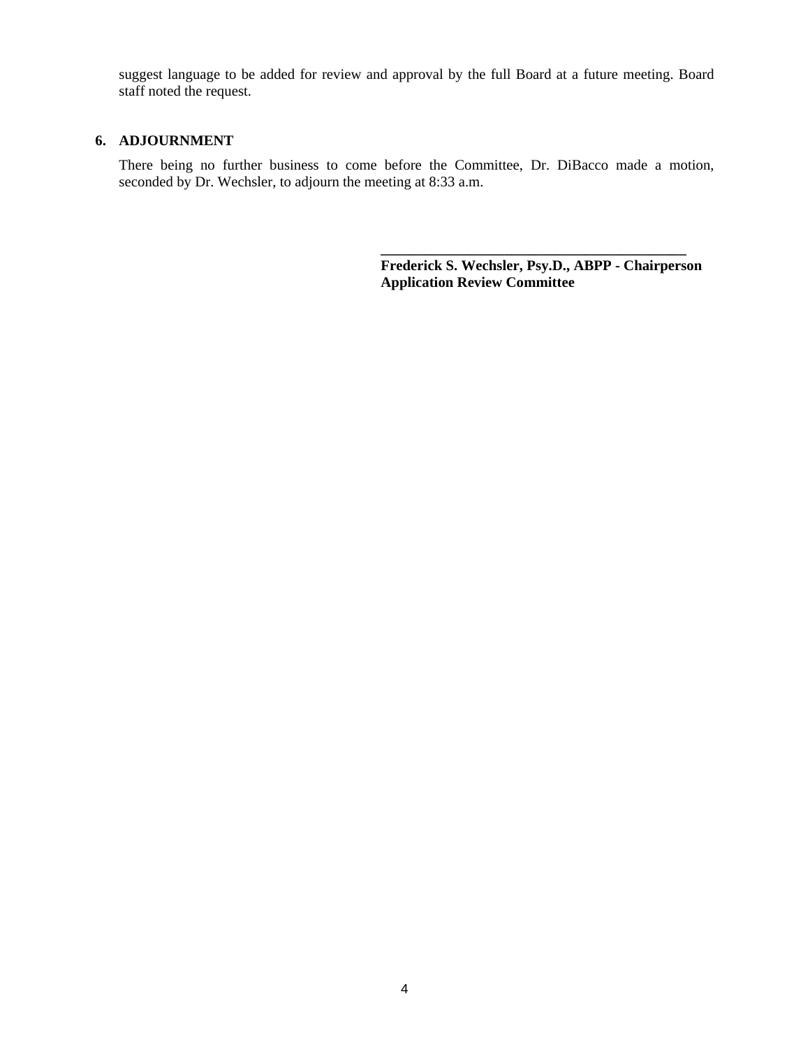suggest language to be added for review and approval by the full Board at a future meeting. Board staff noted the request.

**6. ADJOURNMENT**

There being no further business to come before the Committee, Dr. DiBacco made a motion, seconded by Dr. Wechsler, to adjourn the meeting at 8:33 a.m.

\_\_\_\_\_\_\_\_\_\_\_\_\_\_\_\_\_\_\_\_\_\_\_\_\_\_\_\_\_\_\_\_\_\_\_\_\_\_\_\_\_\_

**Frederick S. Wechsler, Psy.D., ABPP - Chairperson**
**Application Review Committee**